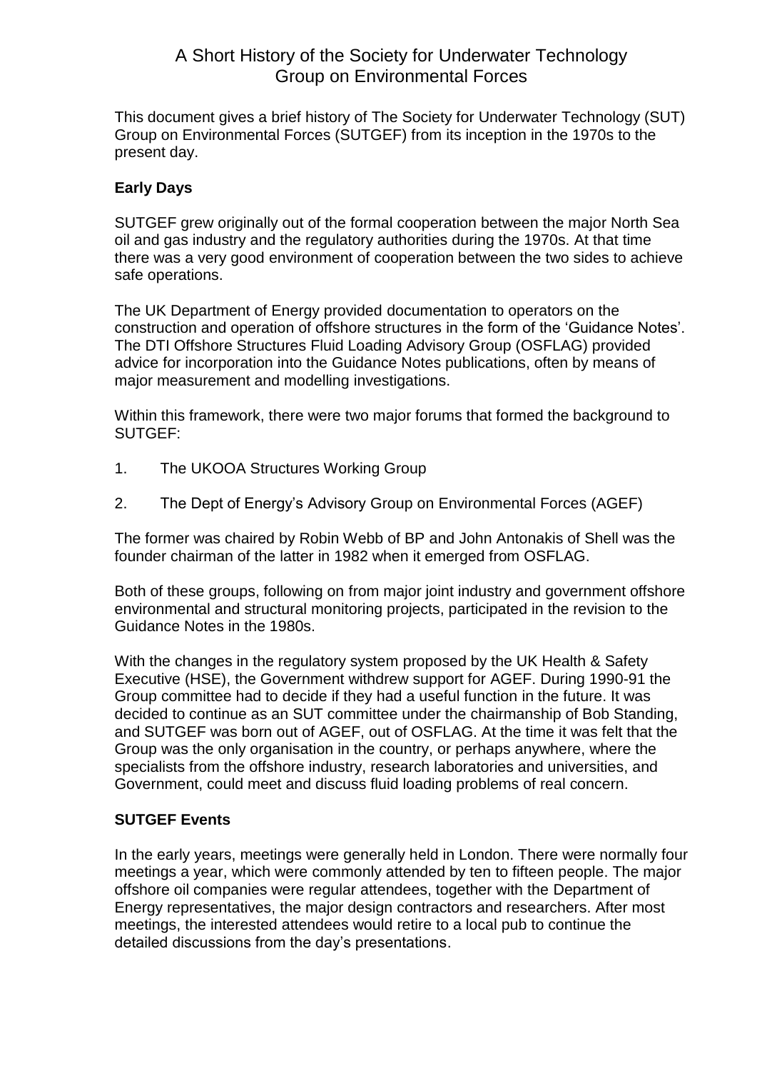# A Short History of the Society for Underwater Technology Group on Environmental Forces

This document gives a brief history of The Society for Underwater Technology (SUT) Group on Environmental Forces (SUTGEF) from its inception in the 1970s to the present day.

## Early Days

SUTGEF grew originally out of the formal cooperation between the major North Sea oil and gas industry and the regulatory authorities during the 1970s. At that time there was a very good environment of cooperation between the two sides to achieve safe operations.

The UK Department of Energy provided documentation to operators on the construction and operation of offshore structures in the form of the 'Guidance Notes'. The DTI Offshore Structures Fluid Loading Advisory Group (OSFLAG) provided advice for incorporation into the Guidance Notes publications, often by means of major measurement and modelling investigations.

Within this framework, there were two major forums that formed the background to SUTGEF:

1. The UKOOA Structures Working Group
2. The Dept of Energy's Advisory Group on Environmental Forces (AGEF)

The former was chaired by Robin Webb of BP and John Antonakis of Shell was the founder chairman of the latter in 1982 when it emerged from OSFLAG.

Both of these groups, following on from major joint industry and government offshore environmental and structural monitoring projects, participated in the revision to the Guidance Notes in the 1980s.

With the changes in the regulatory system proposed by the UK Health & Safety Executive (HSE), the Government withdrew support for AGEF. During 1990-91 the Group committee had to decide if they had a useful function in the future. It was decided to continue as an SUT committee under the chairmanship of Bob Standing, and SUTGEF was born out of AGEF, out of OSFLAG. At the time it was felt that the Group was the only organisation in the country, or perhaps anywhere, where the specialists from the offshore industry, research laboratories and universities, and Government, could meet and discuss fluid loading problems of real concern.

## SUTGEF Events

In the early years, meetings were generally held in London. There were normally four meetings a year, which were commonly attended by ten to fifteen people. The major offshore oil companies were regular attendees, together with the Department of Energy representatives, the major design contractors and researchers. After most meetings, the interested attendees would retire to a local pub to continue the detailed discussions from the day's presentations.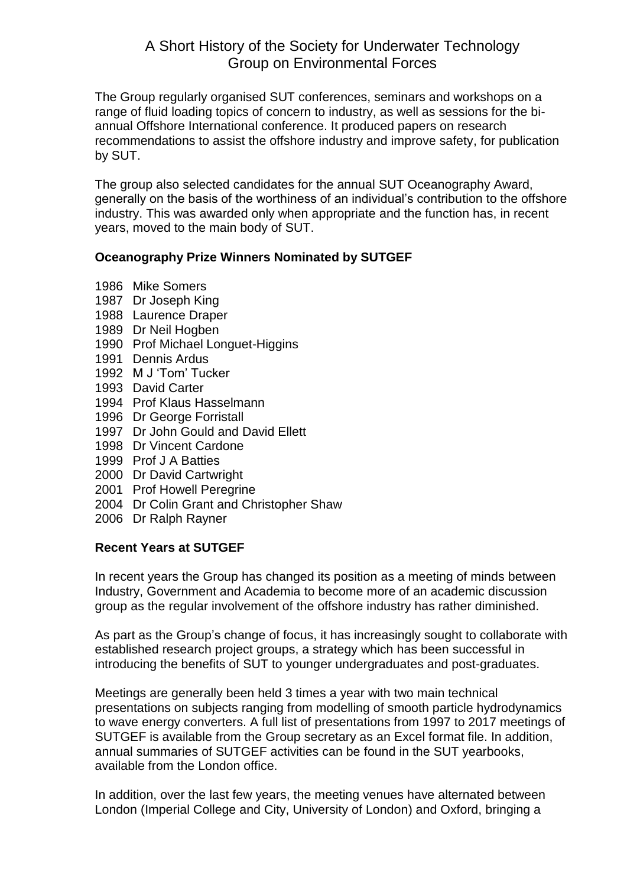# A Short History of the Society for Underwater Technology Group on Environmental Forces

The Group regularly organised SUT conferences, seminars and workshops on a range of fluid loading topics of concern to industry, as well as sessions for the bi-annual Offshore International conference. It produced papers on research recommendations to assist the offshore industry and improve safety, for publication by SUT.

The group also selected candidates for the annual SUT Oceanography Award, generally on the basis of the worthiness of an individual's contribution to the offshore industry. This was awarded only when appropriate and the function has, in recent years, moved to the main body of SUT.

**Oceanography Prize Winners Nominated by SUTGEF**

1986 Mike Somers
1987 Dr Joseph King
1988 Laurence Draper
1989 Dr Neil Hogben
1990 Prof Michael Longuet-Higgins
1991 Dennis Ardus
1992 M J 'Tom' Tucker
1993 David Carter
1994 Prof Klaus Hasselmann
1996 Dr George Forristall
1997 Dr John Gould and David Ellett
1998 Dr Vincent Cardone
1999 Prof J A Batties
2000 Dr David Cartwright
2001 Prof Howell Peregrine
2004 Dr Colin Grant and Christopher Shaw
2006 Dr Ralph Rayner

**Recent Years at SUTGEF**

In recent years the Group has changed its position as a meeting of minds between Industry, Government and Academia to become more of an academic discussion group as the regular involvement of the offshore industry has rather diminished.

As part as the Group's change of focus, it has increasingly sought to collaborate with established research project groups, a strategy which has been successful in introducing the benefits of SUT to younger undergraduates and post-graduates.

Meetings are generally been held 3 times a year with two main technical presentations on subjects ranging from modelling of smooth particle hydrodynamics to wave energy converters. A full list of presentations from 1997 to 2017 meetings of SUTGEF is available from the Group secretary as an Excel format file. In addition, annual summaries of SUTGEF activities can be found in the SUT yearbooks, available from the London office.

In addition, over the last few years, the meeting venues have alternated between London (Imperial College and City, University of London) and Oxford, bringing a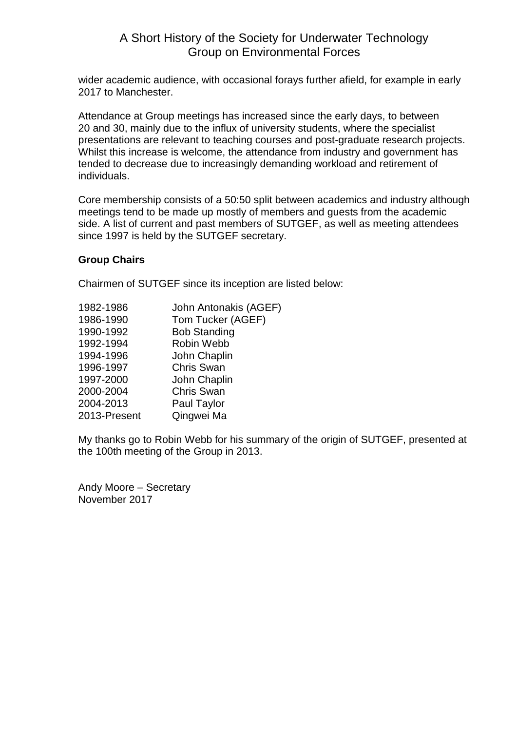wider academic audience, with occasional forays further afield, for example in early 2017 to Manchester.

Attendance at Group meetings has increased since the early days, to between 20 and 30, mainly due to the influx of university students, where the specialist presentations are relevant to teaching courses and post-graduate research projects. Whilst this increase is welcome, the attendance from industry and government has tended to decrease due to increasingly demanding workload and retirement of individuals.

Core membership consists of a 50:50 split between academics and industry although meetings tend to be made up mostly of members and guests from the academic side. A list of current and past members of SUTGEF, as well as meeting attendees since 1997 is held by the SUTGEF secretary.

**Group Chairs**

Chairmen of SUTGEF since its inception are listed below:

| | |
|---|---|
| 1982-1986 | John Antonakis (AGEF) |
| 1986-1990 | Tom Tucker (AGEF) |
| 1990-1992 | Bob Standing |
| 1992-1994 | Robin Webb |
| 1994-1996 | John Chaplin |
| 1996-1997 | Chris Swan |
| 1997-2000 | John Chaplin |
| 2000-2004 | Chris Swan |
| 2004-2013 | Paul Taylor |
| 2013-Present | Qingwei Ma |

My thanks go to Robin Webb for his summary of the origin of SUTGEF, presented at the 100th meeting of the Group in 2013.

Andy Moore – Secretary
November 2017